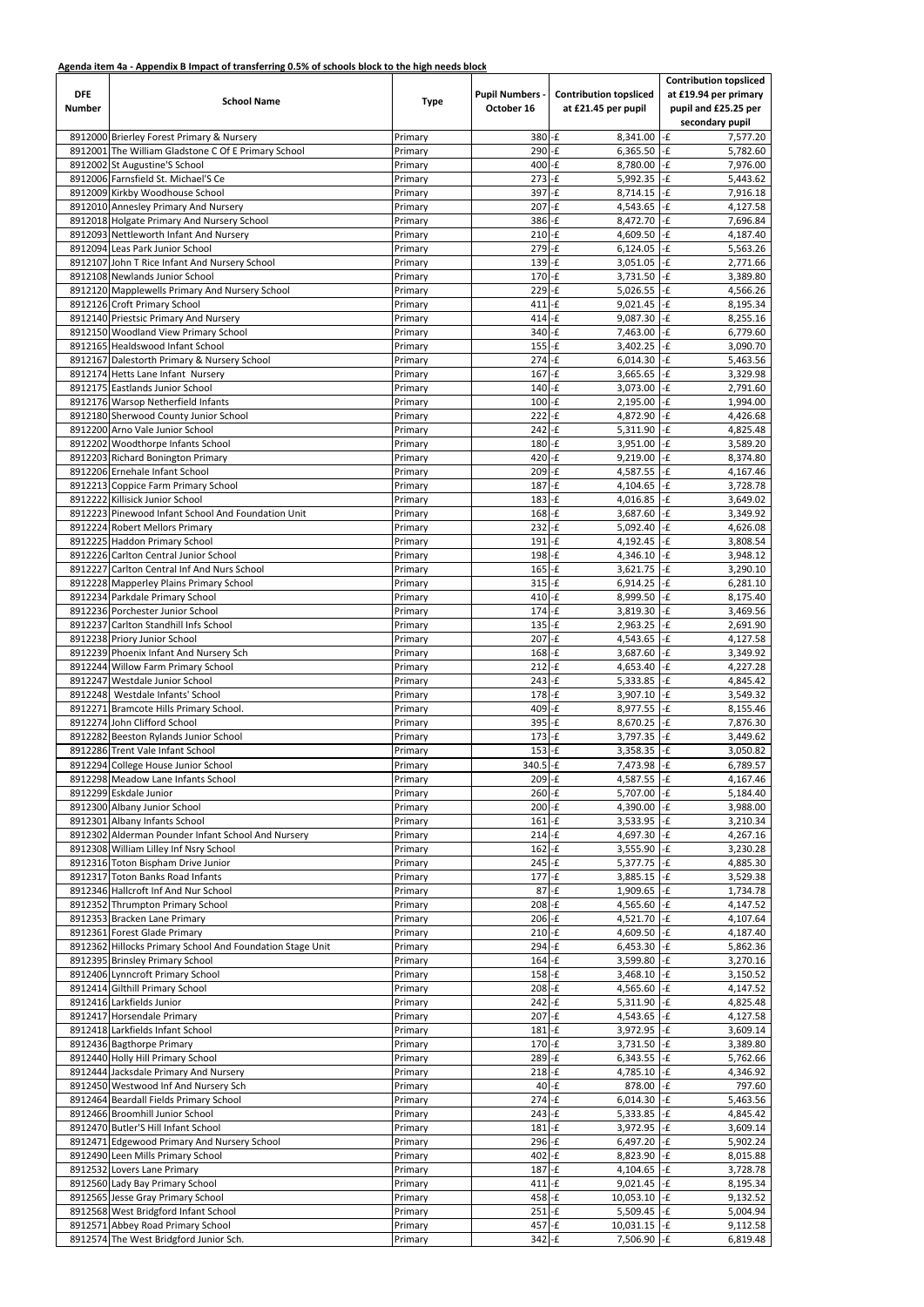**Agenda item 4a - Appendix B Impact of transferring 0.5% of schools block to the high needs block**

| DFE Number | School Name | Type | Pupil Numbers - October 16 | Contribution topsliced at £21.45 per pupil | Contribution topsliced at £19.94 per primary pupil and £25.25 per secondary pupil |
|---|---|---|---|---|---|
| 8912000 | Brierley Forest Primary & Nursery | Primary | 380 | -£ 8,341.00 | -£ 7,577.20 |
| 8912001 | The William Gladstone C Of E Primary School | Primary | 290 | -£ 6,365.50 | -£ 5,782.60 |
| 8912002 | St Augustine'S School | Primary | 400 | -£ 8,780.00 | -£ 7,976.00 |
| 8912006 | Farnsfield St. Michael'S Ce | Primary | 273 | -£ 5,992.35 | -£ 5,443.62 |
| 8912009 | Kirkby Woodhouse School | Primary | 397 | -£ 8,714.15 | -£ 7,916.18 |
| 8912010 | Annesley Primary And Nursery | Primary | 207 | -£ 4,543.65 | -£ 4,127.58 |
| 8912018 | Holgate Primary And Nursery School | Primary | 386 | -£ 8,472.70 | -£ 7,696.84 |
| 8912093 | Nettleworth Infant And Nursery | Primary | 210 | -£ 4,609.50 | -£ 4,187.40 |
| 8912094 | Leas Park Junior School | Primary | 279 | -£ 6,124.05 | -£ 5,563.26 |
| 8912107 | John T Rice Infant And Nursery School | Primary | 139 | -£ 3,051.05 | -£ 2,771.66 |
| 8912108 | Newlands Junior School | Primary | 170 | -£ 3,731.50 | -£ 3,389.80 |
| 8912120 | Mapplewells Primary And Nursery School | Primary | 229 | -£ 5,026.55 | -£ 4,566.26 |
| 8912126 | Croft Primary School | Primary | 411 | -£ 9,021.45 | -£ 8,195.34 |
| 8912140 | Priestsic Primary And Nursery | Primary | 414 | -£ 9,087.30 | -£ 8,255.16 |
| 8912150 | Woodland View Primary School | Primary | 340 | -£ 7,463.00 | -£ 6,779.60 |
| 8912165 | Healdswood Infant School | Primary | 155 | -£ 3,402.25 | -£ 3,090.70 |
| 8912167 | Dalestorth Primary & Nursery School | Primary | 274 | -£ 6,014.30 | -£ 5,463.56 |
| 8912174 | Hetts Lane Infant Nursery | Primary | 167 | -£ 3,665.65 | -£ 3,329.98 |
| 8912175 | Eastlands Junior School | Primary | 140 | -£ 3,073.00 | -£ 2,791.60 |
| 8912176 | Warsop Netherfield Infants | Primary | 100 | -£ 2,195.00 | -£ 1,994.00 |
| 8912180 | Sherwood County Junior School | Primary | 222 | -£ 4,872.90 | -£ 4,426.68 |
| 8912200 | Arno Vale Junior School | Primary | 242 | -£ 5,311.90 | -£ 4,825.48 |
| 8912202 | Woodthorpe Infants School | Primary | 180 | -£ 3,951.00 | -£ 3,589.20 |
| 8912203 | Richard Bonington Primary | Primary | 420 | -£ 9,219.00 | -£ 8,374.80 |
| 8912206 | Ernehale Infant School | Primary | 209 | -£ 4,587.55 | -£ 4,167.46 |
| 8912213 | Coppice Farm Primary School | Primary | 187 | -£ 4,104.65 | -£ 3,728.78 |
| 8912222 | Killisick Junior School | Primary | 183 | -£ 4,016.85 | -£ 3,649.02 |
| 8912223 | Pinewood Infant School And Foundation Unit | Primary | 168 | -£ 3,687.60 | -£ 3,349.92 |
| 8912224 | Robert Mellors Primary | Primary | 232 | -£ 5,092.40 | -£ 4,626.08 |
| 8912225 | Haddon Primary School | Primary | 191 | -£ 4,192.45 | -£ 3,808.54 |
| 8912226 | Carlton Central Junior School | Primary | 198 | -£ 4,346.10 | -£ 3,948.12 |
| 8912227 | Carlton Central Inf And Nurs School | Primary | 165 | -£ 3,621.75 | -£ 3,290.10 |
| 8912228 | Mapperley Plains Primary School | Primary | 315 | -£ 6,914.25 | -£ 6,281.10 |
| 8912234 | Parkdale Primary School | Primary | 410 | -£ 8,999.50 | -£ 8,175.40 |
| 8912236 | Porchester Junior School | Primary | 174 | -£ 3,819.30 | -£ 3,469.56 |
| 8912237 | Carlton Standhill Infs School | Primary | 135 | -£ 2,963.25 | -£ 2,691.90 |
| 8912238 | Priory Junior School | Primary | 207 | -£ 4,543.65 | -£ 4,127.58 |
| 8912239 | Phoenix Infant And Nursery Sch | Primary | 168 | -£ 3,687.60 | -£ 3,349.92 |
| 8912244 | Willow Farm Primary School | Primary | 212 | -£ 4,653.40 | -£ 4,227.28 |
| 8912247 | Westdale Junior School | Primary | 243 | -£ 5,333.85 | -£ 4,845.42 |
| 8912248 | Westdale Infants' School | Primary | 178 | -£ 3,907.10 | -£ 3,549.32 |
| 8912271 | Bramcote Hills Primary School. | Primary | 409 | -£ 8,977.55 | -£ 8,155.46 |
| 8912274 | John Clifford School | Primary | 395 | -£ 8,670.25 | -£ 7,876.30 |
| 8912282 | Beeston Rylands Junior School | Primary | 173 | -£ 3,797.35 | -£ 3,449.62 |
| 8912286 | Trent Vale Infant School | Primary | 153 | -£ 3,358.35 | -£ 3,050.82 |
| 8912294 | College House Junior School | Primary | 340.5 | -£ 7,473.98 | -£ 6,789.57 |
| 8912298 | Meadow Lane Infants School | Primary | 209 | -£ 4,587.55 | -£ 4,167.46 |
| 8912299 | Eskdale Junior | Primary | 260 | -£ 5,707.00 | -£ 5,184.40 |
| 8912300 | Albany Junior School | Primary | 200 | -£ 4,390.00 | -£ 3,988.00 |
| 8912301 | Albany Infants School | Primary | 161 | -£ 3,533.95 | -£ 3,210.34 |
| 8912302 | Alderman Pounder Infant School And Nursery | Primary | 214 | -£ 4,697.30 | -£ 4,267.16 |
| 8912308 | William Lilley Inf Nsry School | Primary | 162 | -£ 3,555.90 | -£ 3,230.28 |
| 8912316 | Toton Bispham Drive Junior | Primary | 245 | -£ 5,377.75 | -£ 4,885.30 |
| 8912317 | Toton Banks Road Infants | Primary | 177 | -£ 3,885.15 | -£ 3,529.38 |
| 8912346 | Hallcroft Inf And Nur School | Primary | 87 | -£ 1,909.65 | -£ 1,734.78 |
| 8912352 | Thrumpton Primary School | Primary | 208 | -£ 4,565.60 | -£ 4,147.52 |
| 8912353 | Bracken Lane Primary | Primary | 206 | -£ 4,521.70 | -£ 4,107.64 |
| 8912361 | Forest Glade Primary | Primary | 210 | -£ 4,609.50 | -£ 4,187.40 |
| 8912362 | Hillocks Primary School And Foundation Stage Unit | Primary | 294 | -£ 6,453.30 | -£ 5,862.36 |
| 8912395 | Brinsley Primary School | Primary | 164 | -£ 3,599.80 | -£ 3,270.16 |
| 8912406 | Lynncroft Primary School | Primary | 158 | -£ 3,468.10 | -£ 3,150.52 |
| 8912414 | Gilthill Primary School | Primary | 208 | -£ 4,565.60 | -£ 4,147.52 |
| 8912416 | Larkfields Junior | Primary | 242 | -£ 5,311.90 | -£ 4,825.48 |
| 8912417 | Horsendale Primary | Primary | 207 | -£ 4,543.65 | -£ 4,127.58 |
| 8912418 | Larkfields Infant School | Primary | 181 | -£ 3,972.95 | -£ 3,609.14 |
| 8912436 | Bagthorpe Primary | Primary | 170 | -£ 3,731.50 | -£ 3,389.80 |
| 8912440 | Holly Hill Primary School | Primary | 289 | -£ 6,343.55 | -£ 5,762.66 |
| 8912444 | Jacksdale Primary And Nursery | Primary | 218 | -£ 4,785.10 | -£ 4,346.92 |
| 8912450 | Westwood Inf And Nursery Sch | Primary | 40 | -£ 878.00 | -£ 797.60 |
| 8912464 | Beardall Fields Primary School | Primary | 274 | -£ 6,014.30 | -£ 5,463.56 |
| 8912466 | Broomhill Junior School | Primary | 243 | -£ 5,333.85 | -£ 4,845.42 |
| 8912470 | Butler'S Hill Infant School | Primary | 181 | -£ 3,972.95 | -£ 3,609.14 |
| 8912471 | Edgewood Primary And Nursery School | Primary | 296 | -£ 6,497.20 | -£ 5,902.24 |
| 8912490 | Leen Mills Primary School | Primary | 402 | -£ 8,823.90 | -£ 8,015.88 |
| 8912532 | Lovers Lane Primary | Primary | 187 | -£ 4,104.65 | -£ 3,728.78 |
| 8912560 | Lady Bay Primary School | Primary | 411 | -£ 9,021.45 | -£ 8,195.34 |
| 8912565 | Jesse Gray Primary School | Primary | 458 | -£ 10,053.10 | -£ 9,132.52 |
| 8912568 | West Bridgford Infant School | Primary | 251 | -£ 5,509.45 | -£ 5,004.94 |
| 8912571 | Abbey Road Primary School | Primary | 457 | -£ 10,031.15 | -£ 9,112.58 |
| 8912574 | The West Bridgford Junior Sch. | Primary | 342 | -£ 7,506.90 | -£ 6,819.48 |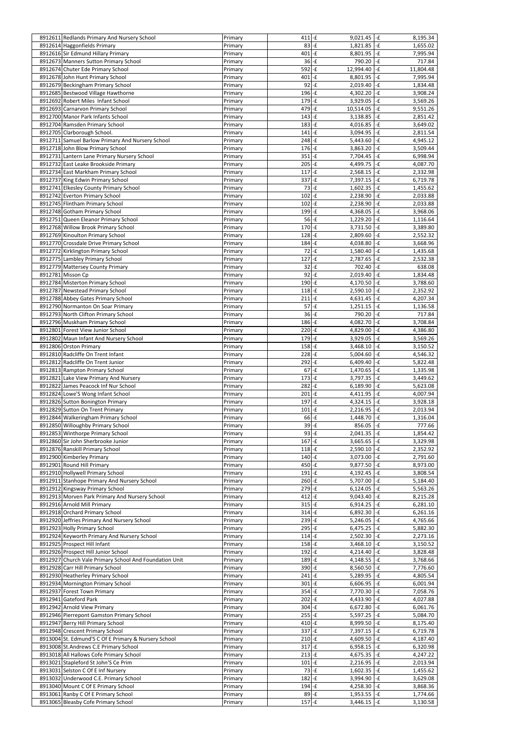| | | | | | | |
|---|---|---|---|---|---|---|
| 8912611 | Redlands Primary And Nursery School | Primary | 411 | -£ 9,021.45 | -£ | 8,195.34 |
| 8912614 | Haggonfields Primary | Primary | 83 | -£ 1,821.85 | -£ | 1,655.02 |
| 8912616 | Sir Edmund Hillary Primary | Primary | 401 | -£ 8,801.95 | -£ | 7,995.94 |
| 8912673 | Manners Sutton Primary School | Primary | 36 | -£ 790.20 | -£ | 717.84 |
| 8912674 | Chuter Ede Primary School | Primary | 592 | -£ 12,994.40 | -£ | 11,804.48 |
| 8912678 | John Hunt Primary School | Primary | 401 | -£ 8,801.95 | -£ | 7,995.94 |
| 8912679 | Beckingham Primary School | Primary | 92 | -£ 2,019.40 | -£ | 1,834.48 |
| 8912685 | Bestwood Village Hawthorne | Primary | 196 | -£ 4,302.20 | -£ | 3,908.24 |
| 8912692 | Robert Miles Infant School | Primary | 179 | -£ 3,929.05 | -£ | 3,569.26 |
| 8912693 | Carnarvon Primary School | Primary | 479 | -£ 10,514.05 | -£ | 9,551.26 |
| 8912700 | Manor Park Infants School | Primary | 143 | -£ 3,138.85 | -£ | 2,851.42 |
| 8912704 | Ramsden Primary School | Primary | 183 | -£ 4,016.85 | -£ | 3,649.02 |
| 8912705 | Clarborough School. | Primary | 141 | -£ 3,094.95 | -£ | 2,811.54 |
| 8912711 | Samuel Barlow Primary And Nursery School | Primary | 248 | -£ 5,443.60 | -£ | 4,945.12 |
| 8912718 | John Blow Primary School | Primary | 176 | -£ 3,863.20 | -£ | 3,509.44 |
| 8912731 | Lantern Lane Primary Nursery School | Primary | 351 | -£ 7,704.45 | -£ | 6,998.94 |
| 8912732 | East Leake Brookside Primary | Primary | 205 | -£ 4,499.75 | -£ | 4,087.70 |
| 8912734 | East Markham Primary School | Primary | 117 | -£ 2,568.15 | -£ | 2,332.98 |
| 8912737 | King Edwin Primary School | Primary | 337 | -£ 7,397.15 | -£ | 6,719.78 |
| 8912741 | Elkesley County Primary School | Primary | 73 | -£ 1,602.35 | -£ | 1,455.62 |
| 8912742 | Everton Primary School | Primary | 102 | -£ 2,238.90 | -£ | 2,033.88 |
| 8912745 | Flintham Primary School | Primary | 102 | -£ 2,238.90 | -£ | 2,033.88 |
| 8912748 | Gotham Primary School | Primary | 199 | -£ 4,368.05 | -£ | 3,968.06 |
| 8912751 | Queen Eleanor Primary School | Primary | 56 | -£ 1,229.20 | -£ | 1,116.64 |
| 8912768 | Willow Brook Primary School | Primary | 170 | -£ 3,731.50 | -£ | 3,389.80 |
| 8912769 | Kinoulton Primary School | Primary | 128 | -£ 2,809.60 | -£ | 2,552.32 |
| 8912770 | Crossdale Drive Primary School | Primary | 184 | -£ 4,038.80 | -£ | 3,668.96 |
| 8912772 | Kirklington Primary School | Primary | 72 | -£ 1,580.40 | -£ | 1,435.68 |
| 8912775 | Lambley Primary School | Primary | 127 | -£ 2,787.65 | -£ | 2,532.38 |
| 8912779 | Mattersey County Primary | Primary | 32 | -£ 702.40 | -£ | 638.08 |
| 8912781 | Misson Cp | Primary | 92 | -£ 2,019.40 | -£ | 1,834.48 |
| 8912784 | Misterton Primary School | Primary | 190 | -£ 4,170.50 | -£ | 3,788.60 |
| 8912787 | Newstead Primary School | Primary | 118 | -£ 2,590.10 | -£ | 2,352.92 |
| 8912788 | Abbey Gates Primary School | Primary | 211 | -£ 4,631.45 | -£ | 4,207.34 |
| 8912790 | Normanton On Soar Primary | Primary | 57 | -£ 1,251.15 | -£ | 1,136.58 |
| 8912793 | North Clifton Primary School | Primary | 36 | -£ 790.20 | -£ | 717.84 |
| 8912796 | Muskham Primary School | Primary | 186 | -£ 4,082.70 | -£ | 3,708.84 |
| 8912801 | Forest View Junior School | Primary | 220 | -£ 4,829.00 | -£ | 4,386.80 |
| 8912802 | Maun Infant And Nursery School | Primary | 179 | -£ 3,929.05 | -£ | 3,569.26 |
| 8912806 | Orston Primary | Primary | 158 | -£ 3,468.10 | -£ | 3,150.52 |
| 8912810 | Radcliffe On Trent Infant | Primary | 228 | -£ 5,004.60 | -£ | 4,546.32 |
| 8912812 | Radcliffe On Trent Junior | Primary | 292 | -£ 6,409.40 | -£ | 5,822.48 |
| 8912813 | Rampton Primary School | Primary | 67 | -£ 1,470.65 | -£ | 1,335.98 |
| 8912821 | Lake View Primary And Nursery | Primary | 173 | -£ 3,797.35 | -£ | 3,449.62 |
| 8912822 | James Peacock Inf Nur School | Primary | 282 | -£ 6,189.90 | -£ | 5,623.08 |
| 8912824 | Lowe'S Wong Infant School | Primary | 201 | -£ 4,411.95 | -£ | 4,007.94 |
| 8912826 | Sutton Bonington Primary | Primary | 197 | -£ 4,324.15 | -£ | 3,928.18 |
| 8912829 | Sutton On Trent Primary | Primary | 101 | -£ 2,216.95 | -£ | 2,013.94 |
| 8912844 | Walkeringham Primary School | Primary | 66 | -£ 1,448.70 | -£ | 1,316.04 |
| 8912850 | Willoughby Primary School | Primary | 39 | -£ 856.05 | -£ | 777.66 |
| 8912853 | Winthorpe Primary School | Primary | 93 | -£ 2,041.35 | -£ | 1,854.42 |
| 8912860 | Sir John Sherbrooke Junior | Primary | 167 | -£ 3,665.65 | -£ | 3,329.98 |
| 8912876 | Ranskill Primary School | Primary | 118 | -£ 2,590.10 | -£ | 2,352.92 |
| 8912900 | Kimberley Primary | Primary | 140 | -£ 3,073.00 | -£ | 2,791.60 |
| 8912901 | Round Hill Primary | Primary | 450 | -£ 9,877.50 | -£ | 8,973.00 |
| 8912910 | Hollywell Primary School | Primary | 191 | -£ 4,192.45 | -£ | 3,808.54 |
| 8912911 | Stanhope Primary And Nursery School | Primary | 260 | -£ 5,707.00 | -£ | 5,184.40 |
| 8912912 | Kingsway Primary School | Primary | 279 | -£ 6,124.05 | -£ | 5,563.26 |
| 8912913 | Morven Park Primary And Nursery School | Primary | 412 | -£ 9,043.40 | -£ | 8,215.28 |
| 8912916 | Arnold Mill Primary | Primary | 315 | -£ 6,914.25 | -£ | 6,281.10 |
| 8912918 | Orchard Primary School | Primary | 314 | -£ 6,892.30 | -£ | 6,261.16 |
| 8912920 | Jeffries Primary And Nursery School | Primary | 239 | -£ 5,246.05 | -£ | 4,765.66 |
| 8912923 | Holly Primary School | Primary | 295 | -£ 6,475.25 | -£ | 5,882.30 |
| 8912924 | Keyworth Primary And Nursery School | Primary | 114 | -£ 2,502.30 | -£ | 2,273.16 |
| 8912925 | Prospect Hill Infant | Primary | 158 | -£ 3,468.10 | -£ | 3,150.52 |
| 8912926 | Prospect Hill Junior School | Primary | 192 | -£ 4,214.40 | -£ | 3,828.48 |
| 8912927 | Church Vale Primary School And Foundation Unit | Primary | 189 | -£ 4,148.55 | -£ | 3,768.66 |
| 8912928 | Carr Hill Primary School | Primary | 390 | -£ 8,560.50 | -£ | 7,776.60 |
| 8912930 | Heatherley Primary School | Primary | 241 | -£ 5,289.95 | -£ | 4,805.54 |
| 8912934 | Mornington Primary School | Primary | 301 | -£ 6,606.95 | -£ | 6,001.94 |
| 8912937 | Forest Town Primary | Primary | 354 | -£ 7,770.30 | -£ | 7,058.76 |
| 8912941 | Gateford Park | Primary | 202 | -£ 4,433.90 | -£ | 4,027.88 |
| 8912942 | Arnold View Primary | Primary | 304 | -£ 6,672.80 | -£ | 6,061.76 |
| 8912946 | Pierrepont Gamston Primary School | Primary | 255 | -£ 5,597.25 | -£ | 5,084.70 |
| 8912947 | Berry Hill Primary School | Primary | 410 | -£ 8,999.50 | -£ | 8,175.40 |
| 8912948 | Crescent Primary School | Primary | 337 | -£ 7,397.15 | -£ | 6,719.78 |
| 8913004 | St. Edmund'S C Of E Primary & Nursery School | Primary | 210 | -£ 4,609.50 | -£ | 4,187.40 |
| 8913008 | St.Andrews C.E Primary School | Primary | 317 | -£ 6,958.15 | -£ | 6,320.98 |
| 8913018 | All Hallows Cofe Primary School | Primary | 213 | -£ 4,675.35 | -£ | 4,247.22 |
| 8913021 | Stapleford St John'S Ce Prim | Primary | 101 | -£ 2,216.95 | -£ | 2,013.94 |
| 8913031 | Selston C Of E Inf Nursery | Primary | 73 | -£ 1,602.35 | -£ | 1,455.62 |
| 8913032 | Underwood C.E. Primary School | Primary | 182 | -£ 3,994.90 | -£ | 3,629.08 |
| 8913040 | Mount C Of E Primary School | Primary | 194 | -£ 4,258.30 | -£ | 3,868.36 |
| 8913061 | Ranby C Of E Primary School | Primary | 89 | -£ 1,953.55 | -£ | 1,774.66 |
| 8913065 | Bleasby Cofe Primary School | Primary | 157 | -£ 3,446.15 | -£ | 3,130.58 |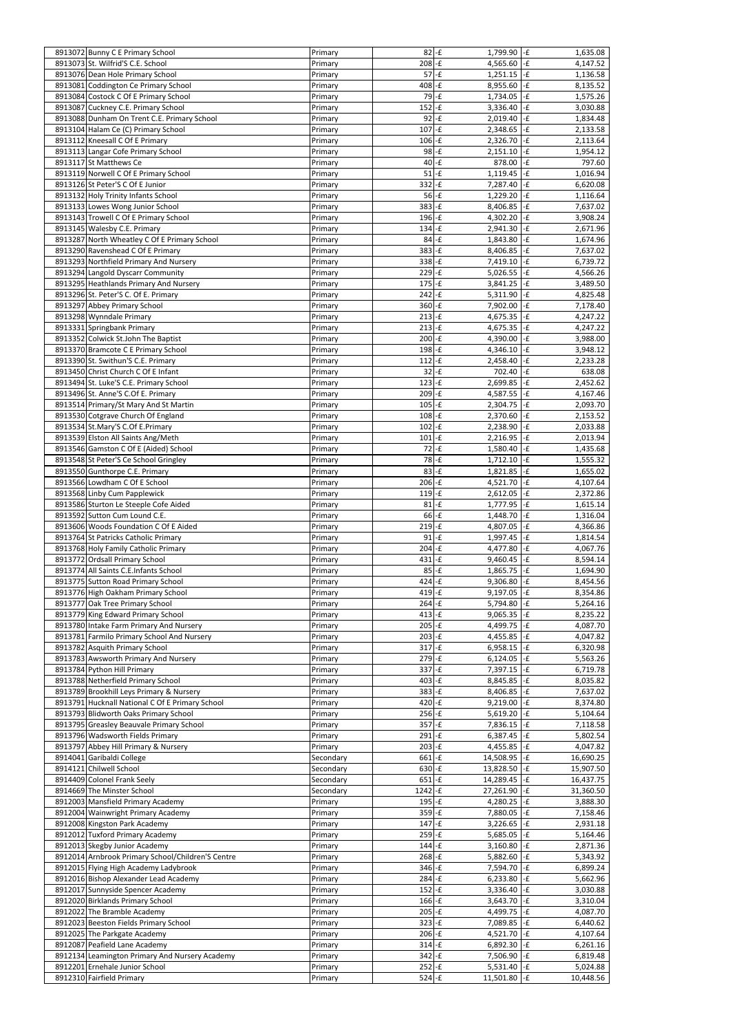| | | | | | | |
|---|---|---|---|---|---|---|
| 8913072 | Bunny C E Primary School | Primary | 82 | -£ 1,799.90 | -£ | 1,635.08 |
| 8913073 | St. Wilfrid'S C.E. School | Primary | 208 | -£ 4,565.60 | -£ | 4,147.52 |
| 8913076 | Dean Hole Primary School | Primary | 57 | -£ 1,251.15 | -£ | 1,136.58 |
| 8913081 | Coddington Ce Primary School | Primary | 408 | -£ 8,955.60 | -£ | 8,135.52 |
| 8913084 | Costock C Of E Primary School | Primary | 79 | -£ 1,734.05 | -£ | 1,575.26 |
| 8913087 | Cuckney C.E. Primary School | Primary | 152 | -£ 3,336.40 | -£ | 3,030.88 |
| 8913088 | Dunham On Trent C.E. Primary School | Primary | 92 | -£ 2,019.40 | -£ | 1,834.48 |
| 8913104 | Halam Ce (C) Primary School | Primary | 107 | -£ 2,348.65 | -£ | 2,133.58 |
| 8913112 | Kneesall C Of E Primary | Primary | 106 | -£ 2,326.70 | -£ | 2,113.64 |
| 8913113 | Langar Cofe Primary School | Primary | 98 | -£ 2,151.10 | -£ | 1,954.12 |
| 8913117 | St Matthews Ce | Primary | 40 | -£ 878.00 | -£ | 797.60 |
| 8913119 | Norwell C Of E Primary School | Primary | 51 | -£ 1,119.45 | -£ | 1,016.94 |
| 8913126 | St Peter'S C Of E Junior | Primary | 332 | -£ 7,287.40 | -£ | 6,620.08 |
| 8913132 | Holy Trinity Infants School | Primary | 56 | -£ 1,229.20 | -£ | 1,116.64 |
| 8913133 | Lowes Wong Junior School | Primary | 383 | -£ 8,406.85 | -£ | 7,637.02 |
| 8913143 | Trowell C Of E Primary School | Primary | 196 | -£ 4,302.20 | -£ | 3,908.24 |
| 8913145 | Walesby C.E. Primary | Primary | 134 | -£ 2,941.30 | -£ | 2,671.96 |
| 8913287 | North Wheatley C Of E Primary School | Primary | 84 | -£ 1,843.80 | -£ | 1,674.96 |
| 8913290 | Ravenshead C Of E Primary | Primary | 383 | -£ 8,406.85 | -£ | 7,637.02 |
| 8913293 | Northfield Primary And Nursery | Primary | 338 | -£ 7,419.10 | -£ | 6,739.72 |
| 8913294 | Langold Dyscarr Community | Primary | 229 | -£ 5,026.55 | -£ | 4,566.26 |
| 8913295 | Heathlands Primary And Nursery | Primary | 175 | -£ 3,841.25 | -£ | 3,489.50 |
| 8913296 | St. Peter'S C. Of E. Primary | Primary | 242 | -£ 5,311.90 | -£ | 4,825.48 |
| 8913297 | Abbey Primary School | Primary | 360 | -£ 7,902.00 | -£ | 7,178.40 |
| 8913298 | Wynndale Primary | Primary | 213 | -£ 4,675.35 | -£ | 4,247.22 |
| 8913331 | Springbank Primary | Primary | 213 | -£ 4,675.35 | -£ | 4,247.22 |
| 8913352 | Colwick St.John The Baptist | Primary | 200 | -£ 4,390.00 | -£ | 3,988.00 |
| 8913370 | Bramcote C E Primary School | Primary | 198 | -£ 4,346.10 | -£ | 3,948.12 |
| 8913390 | St. Swithun'S C.E. Primary | Primary | 112 | -£ 2,458.40 | -£ | 2,233.28 |
| 8913450 | Christ Church C Of E Infant | Primary | 32 | -£ 702.40 | -£ | 638.08 |
| 8913494 | St. Luke'S C.E. Primary School | Primary | 123 | -£ 2,699.85 | -£ | 2,452.62 |
| 8913496 | St. Anne'S C.Of E. Primary | Primary | 209 | -£ 4,587.55 | -£ | 4,167.46 |
| 8913514 | Primary/St Mary And St Martin | Primary | 105 | -£ 2,304.75 | -£ | 2,093.70 |
| 8913530 | Cotgrave Church Of England | Primary | 108 | -£ 2,370.60 | -£ | 2,153.52 |
| 8913534 | St.Mary'S C.Of E.Primary | Primary | 102 | -£ 2,238.90 | -£ | 2,033.88 |
| 8913539 | Elston All Saints Ang/Meth | Primary | 101 | -£ 2,216.95 | -£ | 2,013.94 |
| 8913546 | Gamston C Of E (Aided) School | Primary | 72 | -£ 1,580.40 | -£ | 1,435.68 |
| 8913548 | St Peter'S Ce School Gringley | Primary | 78 | -£ 1,712.10 | -£ | 1,555.32 |
| 8913550 | Gunthorpe C.E. Primary | Primary | 83 | -£ 1,821.85 | -£ | 1,655.02 |
| 8913566 | Lowdham C Of E School | Primary | 206 | -£ 4,521.70 | -£ | 4,107.64 |
| 8913568 | Linby Cum Papplewick | Primary | 119 | -£ 2,612.05 | -£ | 2,372.86 |
| 8913586 | Sturton Le Steeple Cofe Aided | Primary | 81 | -£ 1,777.95 | -£ | 1,615.14 |
| 8913592 | Sutton Cum Lound C.E. | Primary | 66 | -£ 1,448.70 | -£ | 1,316.04 |
| 8913606 | Woods Foundation C Of E Aided | Primary | 219 | -£ 4,807.05 | -£ | 4,366.86 |
| 8913764 | St Patricks Catholic Primary | Primary | 91 | -£ 1,997.45 | -£ | 1,814.54 |
| 8913768 | Holy Family Catholic Primary | Primary | 204 | -£ 4,477.80 | -£ | 4,067.76 |
| 8913772 | Ordsall Primary School | Primary | 431 | -£ 9,460.45 | -£ | 8,594.14 |
| 8913774 | All Saints C.E.Infants School | Primary | 85 | -£ 1,865.75 | -£ | 1,694.90 |
| 8913775 | Sutton Road Primary School | Primary | 424 | -£ 9,306.80 | -£ | 8,454.56 |
| 8913776 | High Oakham Primary School | Primary | 419 | -£ 9,197.05 | -£ | 8,354.86 |
| 8913777 | Oak Tree Primary School | Primary | 264 | -£ 5,794.80 | -£ | 5,264.16 |
| 8913779 | King Edward Primary School | Primary | 413 | -£ 9,065.35 | -£ | 8,235.22 |
| 8913780 | Intake Farm Primary And Nursery | Primary | 205 | -£ 4,499.75 | -£ | 4,087.70 |
| 8913781 | Farmilo Primary School And Nursery | Primary | 203 | -£ 4,455.85 | -£ | 4,047.82 |
| 8913782 | Asquith Primary School | Primary | 317 | -£ 6,958.15 | -£ | 6,320.98 |
| 8913783 | Awsworth Primary And Nursery | Primary | 279 | -£ 6,124.05 | -£ | 5,563.26 |
| 8913784 | Python Hill Primary | Primary | 337 | -£ 7,397.15 | -£ | 6,719.78 |
| 8913788 | Netherfield Primary School | Primary | 403 | -£ 8,845.85 | -£ | 8,035.82 |
| 8913789 | Brookhill Leys Primary & Nursery | Primary | 383 | -£ 8,406.85 | -£ | 7,637.02 |
| 8913791 | Hucknall National C Of E Primary School | Primary | 420 | -£ 9,219.00 | -£ | 8,374.80 |
| 8913793 | Blidworth Oaks Primary School | Primary | 256 | -£ 5,619.20 | -£ | 5,104.64 |
| 8913795 | Greasley Beauvale Primary School | Primary | 357 | -£ 7,836.15 | -£ | 7,118.58 |
| 8913796 | Wadsworth Fields Primary | Primary | 291 | -£ 6,387.45 | -£ | 5,802.54 |
| 8913797 | Abbey Hill Primary & Nursery | Primary | 203 | -£ 4,455.85 | -£ | 4,047.82 |
| 8914041 | Garibaldi College | Secondary | 661 | -£ 14,508.95 | -£ | 16,690.25 |
| 8914121 | Chilwell School | Secondary | 630 | -£ 13,828.50 | -£ | 15,907.50 |
| 8914409 | Colonel Frank Seely | Secondary | 651 | -£ 14,289.45 | -£ | 16,437.75 |
| 8914669 | The Minster School | Secondary | 1242 | -£ 27,261.90 | -£ | 31,360.50 |
| 8912003 | Mansfield Primary Academy | Primary | 195 | -£ 4,280.25 | -£ | 3,888.30 |
| 8912004 | Wainwright Primary Academy | Primary | 359 | -£ 7,880.05 | -£ | 7,158.46 |
| 8912008 | Kingston Park Academy | Primary | 147 | -£ 3,226.65 | -£ | 2,931.18 |
| 8912012 | Tuxford Primary Academy | Primary | 259 | -£ 5,685.05 | -£ | 5,164.46 |
| 8912013 | Skegby Junior Academy | Primary | 144 | -£ 3,160.80 | -£ | 2,871.36 |
| 8912014 | Arnbrook Primary School/Children'S Centre | Primary | 268 | -£ 5,882.60 | -£ | 5,343.92 |
| 8912015 | Flying High Academy Ladybrook | Primary | 346 | -£ 7,594.70 | -£ | 6,899.24 |
| 8912016 | Bishop Alexander Lead Academy | Primary | 284 | -£ 6,233.80 | -£ | 5,662.96 |
| 8912017 | Sunnyside Spencer Academy | Primary | 152 | -£ 3,336.40 | -£ | 3,030.88 |
| 8912020 | Birklands Primary School | Primary | 166 | -£ 3,643.70 | -£ | 3,310.04 |
| 8912022 | The Bramble Academy | Primary | 205 | -£ 4,499.75 | -£ | 4,087.70 |
| 8912023 | Beeston Fields Primary School | Primary | 323 | -£ 7,089.85 | -£ | 6,440.62 |
| 8912025 | The Parkgate Academy | Primary | 206 | -£ 4,521.70 | -£ | 4,107.64 |
| 8912087 | Peafield Lane Academy | Primary | 314 | -£ 6,892.30 | -£ | 6,261.16 |
| 8912134 | Leamington Primary And Nursery Academy | Primary | 342 | -£ 7,506.90 | -£ | 6,819.48 |
| 8912201 | Ernehale Junior School | Primary | 252 | -£ 5,531.40 | -£ | 5,024.88 |
| 8912310 | Fairfield Primary | Primary | 524 | -£ 11,501.80 | -£ | 10,448.56 |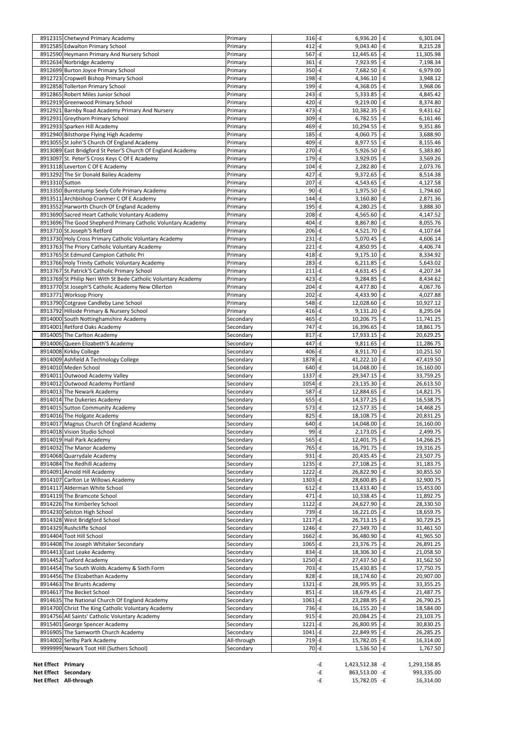| | | | | | |
|---|---|---|---|---|---|
| 8912315 | Chetwynd Primary Academy | Primary | 316 | -£ 6,936.20 | -£ 6,301.04 |
| 8912585 | Edwalton Primary School | Primary | 412 | -£ 9,043.40 | -£ 8,215.28 |
| 8912590 | Heymann Primary And Nursery School | Primary | 567 | -£ 12,445.65 | -£ 11,305.98 |
| 8912634 | Norbridge Academy | Primary | 361 | -£ 7,923.95 | -£ 7,198.34 |
| 8912699 | Burton Joyce Primary School | Primary | 350 | -£ 7,682.50 | -£ 6,979.00 |
| 8912723 | Cropwell Bishop Primary School | Primary | 198 | -£ 4,346.10 | -£ 3,948.12 |
| 8912858 | Tollerton Primary School | Primary | 199 | -£ 4,368.05 | -£ 3,968.06 |
| 8912865 | Robert Miles Junior School | Primary | 243 | -£ 5,333.85 | -£ 4,845.42 |
| 8912919 | Greenwood Primary School | Primary | 420 | -£ 9,219.00 | -£ 8,374.80 |
| 8912921 | Barnby Road Academy Primary And Nursery | Primary | 473 | -£ 10,382.35 | -£ 9,431.62 |
| 8912931 | Greythorn Primary School | Primary | 309 | -£ 6,782.55 | -£ 6,161.46 |
| 8912933 | Sparken Hill Academy | Primary | 469 | -£ 10,294.55 | -£ 9,351.86 |
| 8912940 | Bilsthorpe Flying High Academy | Primary | 185 | -£ 4,060.75 | -£ 3,688.90 |
| 8913055 | St John'S Church Of England Academy | Primary | 409 | -£ 8,977.55 | -£ 8,155.46 |
| 8913089 | East Bridgford St Peter'S Church Of England Academy | Primary | 270 | -£ 5,926.50 | -£ 5,383.80 |
| 8913097 | St. Peter'S Cross Keys C Of E Academy | Primary | 179 | -£ 3,929.05 | -£ 3,569.26 |
| 8913118 | Leverton C Of E Academy | Primary | 104 | -£ 2,282.80 | -£ 2,073.76 |
| 8913292 | The Sir Donald Bailey Academy | Primary | 427 | -£ 9,372.65 | -£ 8,514.38 |
| 8913310 | Sutton | Primary | 207 | -£ 4,543.65 | -£ 4,127.58 |
| 8913350 | Burntstump Seely Cofe Primary Academy | Primary | 90 | -£ 1,975.50 | -£ 1,794.60 |
| 8913511 | Archbishop Cranmer C Of E Academy | Primary | 144 | -£ 3,160.80 | -£ 2,871.36 |
| 8913552 | Harworth Church Of England Academy | Primary | 195 | -£ 4,280.25 | -£ 3,888.30 |
| 8913690 | Sacred Heart Catholic Voluntary Academy | Primary | 208 | -£ 4,565.60 | -£ 4,147.52 |
| 8913696 | The Good Shepherd Primary Catholic Voluntary Academy | Primary | 404 | -£ 8,867.80 | -£ 8,055.76 |
| 8913710 | St.Joseph'S Retford | Primary | 206 | -£ 4,521.70 | -£ 4,107.64 |
| 8913730 | Holy Cross Primary Catholic Voluntary Academy | Primary | 231 | -£ 5,070.45 | -£ 4,606.14 |
| 8913763 | The Priory Catholic Voluntary Academy | Primary | 221 | -£ 4,850.95 | -£ 4,406.74 |
| 8913765 | St Edmund Campion Catholic Pri | Primary | 418 | -£ 9,175.10 | -£ 8,334.92 |
| 8913766 | Holy Trinity Catholic Voluntary Academy | Primary | 283 | -£ 6,211.85 | -£ 5,643.02 |
| 8913767 | St.Patrick'S Catholic Primary School | Primary | 211 | -£ 4,631.45 | -£ 4,207.34 |
| 8913769 | St Philip Neri With St Bede Catholic Voluntary Academy | Primary | 423 | -£ 9,284.85 | -£ 8,434.62 |
| 8913770 | St Joseph'S Catholic Academy New Ollerton | Primary | 204 | -£ 4,477.80 | -£ 4,067.76 |
| 8913771 | Worksop Priory | Primary | 202 | -£ 4,433.90 | -£ 4,027.88 |
| 8913790 | Cotgrave Candleby Lane School | Primary | 548 | -£ 12,028.60 | -£ 10,927.12 |
| 8913792 | Hillside Primary & Nursery School | Primary | 416 | -£ 9,131.20 | -£ 8,295.04 |
| 8914000 | South Nottinghamshire Academy | Secondary | 465 | -£ 10,206.75 | -£ 11,741.25 |
| 8914001 | Retford Oaks Academy | Secondary | 747 | -£ 16,396.65 | -£ 18,861.75 |
| 8914005 | The Carlton Academy | Secondary | 817 | -£ 17,933.15 | -£ 20,629.25 |
| 8914006 | Queen Elizabeth'S Academy | Secondary | 447 | -£ 9,811.65 | -£ 11,286.75 |
| 8914008 | Kirkby College | Secondary | 406 | -£ 8,911.70 | -£ 10,251.50 |
| 8914009 | Ashfield A Technology College | Secondary | 1878 | -£ 41,222.10 | -£ 47,419.50 |
| 8914010 | Meden School | Secondary | 640 | -£ 14,048.00 | -£ 16,160.00 |
| 8914011 | Outwood Academy Valley | Secondary | 1337 | -£ 29,347.15 | -£ 33,759.25 |
| 8914012 | Outwood Academy Portland | Secondary | 1054 | -£ 23,135.30 | -£ 26,613.50 |
| 8914013 | The Newark Academy | Secondary | 587 | -£ 12,884.65 | -£ 14,821.75 |
| 8914014 | The Dukeries Academy | Secondary | 655 | -£ 14,377.25 | -£ 16,538.75 |
| 8914015 | Sutton Community Academy | Secondary | 573 | -£ 12,577.35 | -£ 14,468.25 |
| 8914016 | The Holgate Academy | Secondary | 825 | -£ 18,108.75 | -£ 20,831.25 |
| 8914017 | Magnus Church Of England Academy | Secondary | 640 | -£ 14,048.00 | -£ 16,160.00 |
| 8914018 | Vision Studio School | Secondary | 99 | -£ 2,173.05 | -£ 2,499.75 |
| 8914019 | Hall Park Academy | Secondary | 565 | -£ 12,401.75 | -£ 14,266.25 |
| 8914032 | The Manor Academy | Secondary | 765 | -£ 16,791.75 | -£ 19,316.25 |
| 8914068 | Quarrydale Academy | Secondary | 931 | -£ 20,435.45 | -£ 23,507.75 |
| 8914084 | The Redhill Academy | Secondary | 1235 | -£ 27,108.25 | -£ 31,183.75 |
| 8914091 | Arnold Hill Academy | Secondary | 1222 | -£ 26,822.90 | -£ 30,855.50 |
| 8914107 | Carlton Le Willows Academy | Secondary | 1303 | -£ 28,600.85 | -£ 32,900.75 |
| 8914117 | Alderman White School | Secondary | 612 | -£ 13,433.40 | -£ 15,453.00 |
| 8914119 | The Bramcote School | Secondary | 471 | -£ 10,338.45 | -£ 11,892.75 |
| 8914226 | The Kimberley School | Secondary | 1122 | -£ 24,627.90 | -£ 28,330.50 |
| 8914230 | Selston High School | Secondary | 739 | -£ 16,221.05 | -£ 18,659.75 |
| 8914328 | West Bridgford School | Secondary | 1217 | -£ 26,713.15 | -£ 30,729.25 |
| 8914329 | Rushcliffe School | Secondary | 1246 | -£ 27,349.70 | -£ 31,461.50 |
| 8914404 | Toot Hill School | Secondary | 1662 | -£ 36,480.90 | -£ 41,965.50 |
| 8914408 | The Joseph Whitaker Secondary | Secondary | 1065 | -£ 23,376.75 | -£ 26,891.25 |
| 8914413 | East Leake Academy | Secondary | 834 | -£ 18,306.30 | -£ 21,058.50 |
| 8914452 | Tuxford Academy | Secondary | 1250 | -£ 27,437.50 | -£ 31,562.50 |
| 8914454 | The South Wolds Academy & Sixth Form | Secondary | 703 | -£ 15,430.85 | -£ 17,750.75 |
| 8914456 | The Elizabethan Academy | Secondary | 828 | -£ 18,174.60 | -£ 20,907.00 |
| 8914463 | The Brunts Academy | Secondary | 1321 | -£ 28,995.95 | -£ 33,355.25 |
| 8914617 | The Becket School | Secondary | 851 | -£ 18,679.45 | -£ 21,487.75 |
| 8914635 | The National Church Of England Academy | Secondary | 1061 | -£ 23,288.95 | -£ 26,790.25 |
| 8914700 | Christ The King Catholic Voluntary Academy | Secondary | 736 | -£ 16,155.20 | -£ 18,584.00 |
| 8914756 | All Saints' Catholic Voluntary Academy | Secondary | 915 | -£ 20,084.25 | -£ 23,103.75 |
| 8915401 | George Spencer Academy | Secondary | 1221 | -£ 26,800.95 | -£ 30,830.25 |
| 8916905 | The Samworth Church Academy | Secondary | 1041 | -£ 22,849.95 | -£ 26,285.25 |
| 8914002 | Serlby Park Academy | All-through | 719 | -£ 15,782.05 | -£ 16,314.00 |
| 9999999 | Newark Toot Hill (Suthers School) | Secondary | 70 | -£ 1,536.50 | -£ 1,767.50 |

| | | | | |
|---|---|---|---|---|
| Net Effect | Primary | -£ | 1,423,512.38 | -£ 1,293,158.85 |
| Net Effect | Secondary | -£ | 863,513.00 | -£ 993,335.00 |
| Net Effect | All-through | -£ | 15,782.05 | -£ 16,314.00 |